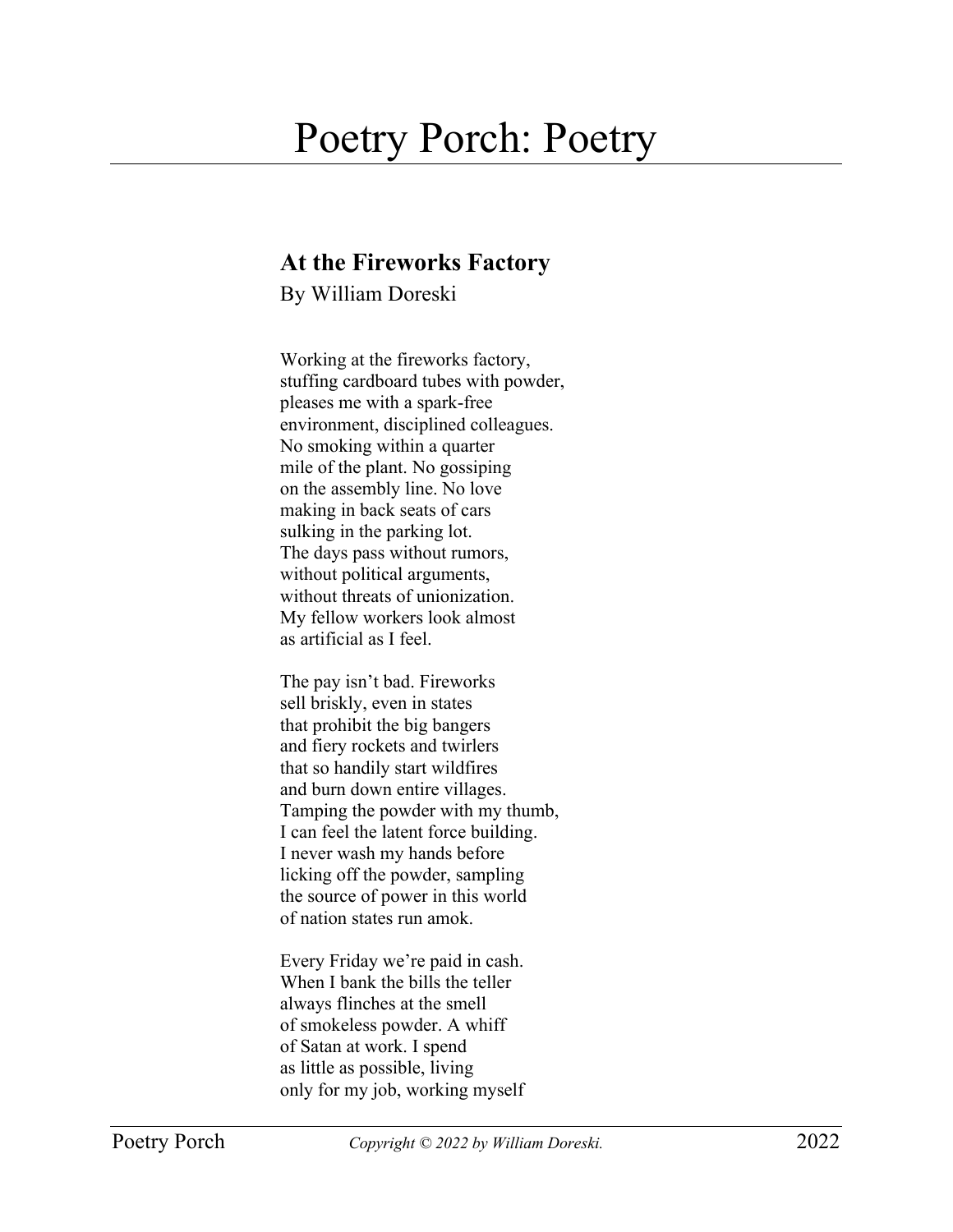# Poetry Porch: Poetry

## At the Fireworks Factory

By William Doreski

Working at the fireworks factory,
stuffing cardboard tubes with powder,
pleases me with a spark-free
environment, disciplined colleagues.
No smoking within a quarter
mile of the plant. No gossiping
on the assembly line. No love
making in back seats of cars
sulking in the parking lot.
The days pass without rumors,
without political arguments,
without threats of unionization.
My fellow workers look almost
as artificial as I feel.

The pay isn't bad. Fireworks
sell briskly, even in states
that prohibit the big bangers
and fiery rockets and twirlers
that so handily start wildfires
and burn down entire villages.
Tamping the powder with my thumb,
I can feel the latent force building.
I never wash my hands before
licking off the powder, sampling
the source of power in this world
of nation states run amok.

Every Friday we're paid in cash.
When I bank the bills the teller
always flinches at the smell
of smokeless powder. A whiff
of Satan at work. I spend
as little as possible, living
only for my job, working myself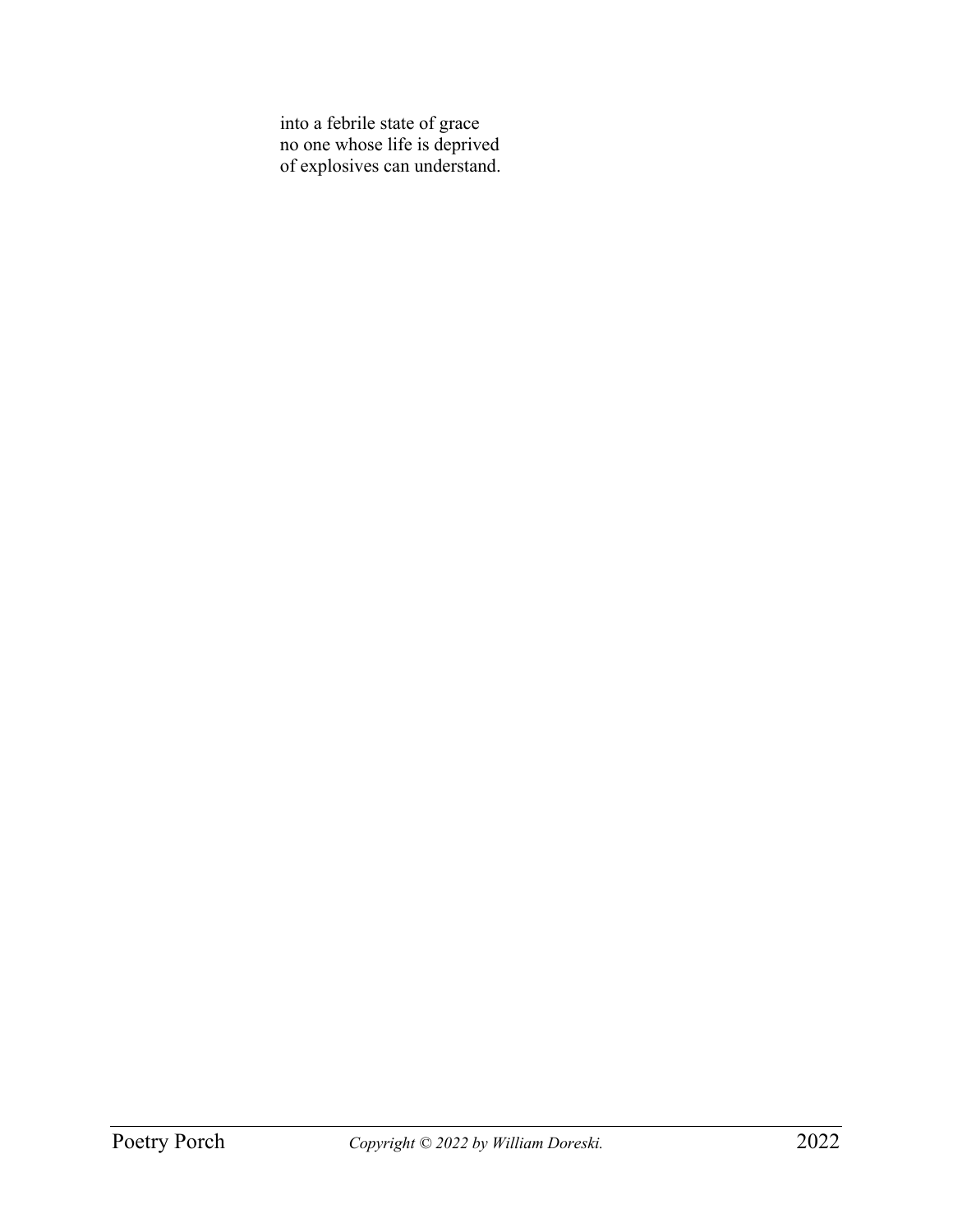into a febrile state of grace  
no one whose life is deprived  
of explosives can understand.

*Copyright © 2022 by William Doreski.*